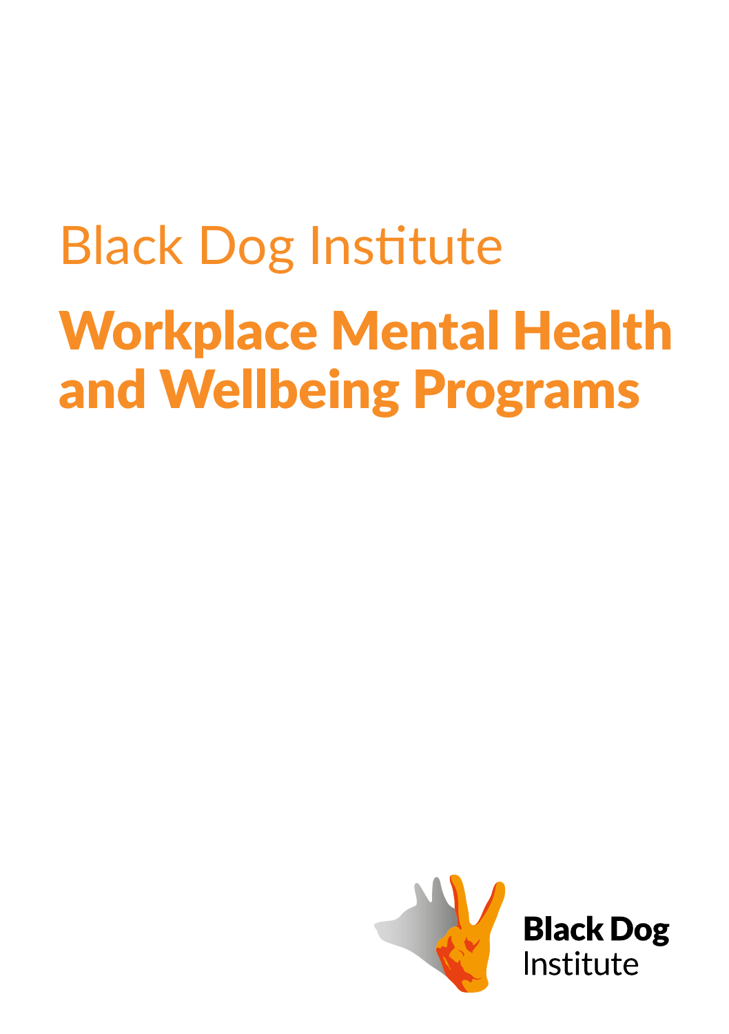Black Dog Institute

# Workplace Mental Health and Wellbeing Programs

Black Dog Institute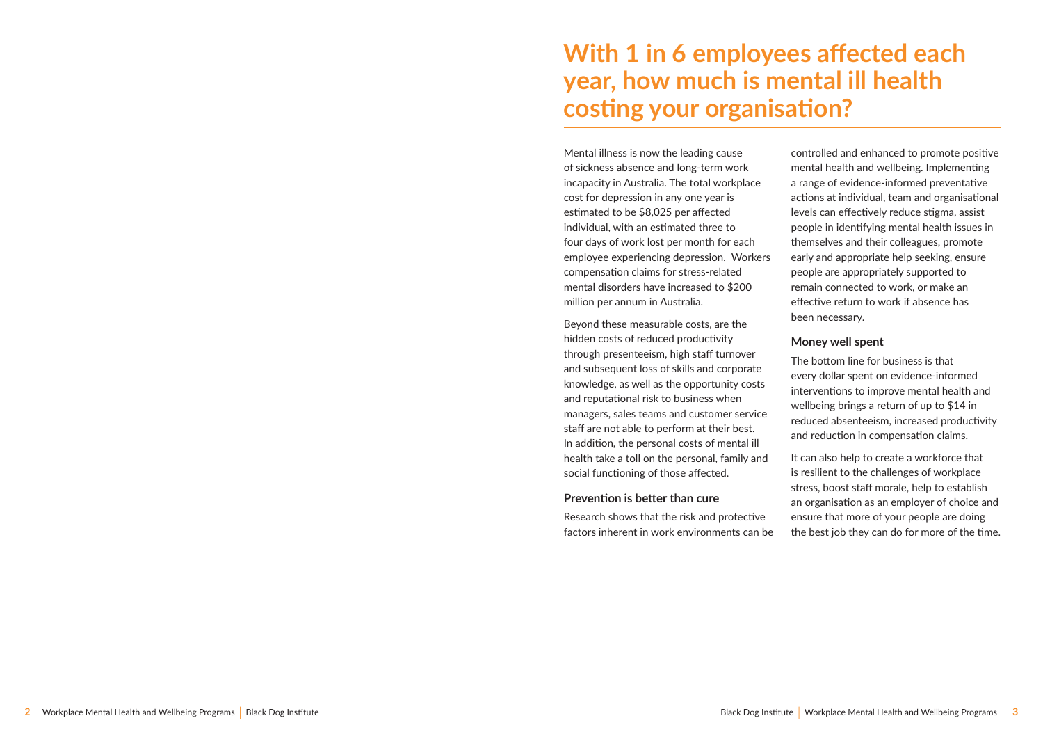# With 1 in 6 employees affected each year, how much is mental ill health costing your organisation?

Mental illness is now the leading cause of sickness absence and long-term work incapacity in Australia. The total workplace cost for depression in any one year is estimated to be $8,025 per affected individual, with an estimated three to four days of work lost per month for each employee experiencing depression. Workers compensation claims for stress-related mental disorders have increased to $200 million per annum in Australia.

Beyond these measurable costs, are the hidden costs of reduced productivity through presenteeism, high staff turnover and subsequent loss of skills and corporate knowledge, as well as the opportunity costs and reputational risk to business when managers, sales teams and customer service staff are not able to perform at their best. In addition, the personal costs of mental ill health take a toll on the personal, family and social functioning of those affected.

### Prevention is better than cure

Research shows that the risk and protective factors inherent in work environments can be controlled and enhanced to promote positive mental health and wellbeing. Implementing a range of evidence-informed preventative actions at individual, team and organisational levels can effectively reduce stigma, assist people in identifying mental health issues in themselves and their colleagues, promote early and appropriate help seeking, ensure people are appropriately supported to remain connected to work, or make an effective return to work if absence has been necessary.

### Money well spent

The bottom line for business is that every dollar spent on evidence-informed interventions to improve mental health and wellbeing brings a return of up to $14 in reduced absenteeism, increased productivity and reduction in compensation claims.

It can also help to create a workforce that is resilient to the challenges of workplace stress, boost staff morale, help to establish an organisation as an employer of choice and ensure that more of your people are doing the best job they can do for more of the time.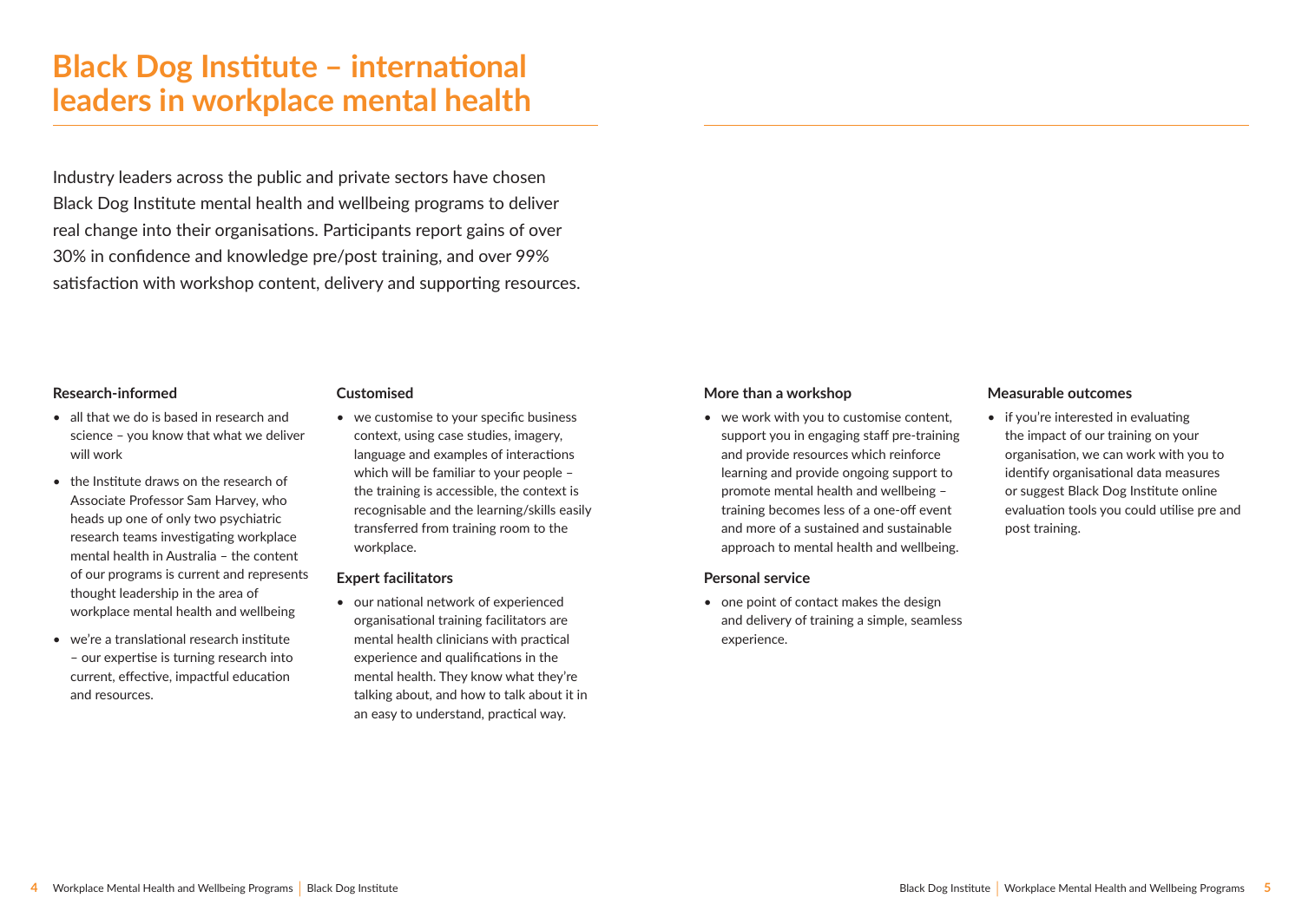# Black Dog Institute – international leaders in workplace mental health

Industry leaders across the public and private sectors have chosen Black Dog Institute mental health and wellbeing programs to deliver real change into their organisations. Participants report gains of over 30% in confidence and knowledge pre/post training, and over 99% satisfaction with workshop content, delivery and supporting resources.

**Research-informed**

- all that we do is based in research and science – you know that what we deliver will work
- the Institute draws on the research of Associate Professor Sam Harvey, who heads up one of only two psychiatric research teams investigating workplace mental health in Australia – the content of our programs is current and represents thought leadership in the area of workplace mental health and wellbeing
- we're a translational research institute – our expertise is turning research into current, effective, impactful education and resources.

**Customised**

- we customise to your specific business context, using case studies, imagery, language and examples of interactions which will be familiar to your people – the training is accessible, the context is recognisable and the learning/skills easily transferred from training room to the workplace.

**Expert facilitators**

- our national network of experienced organisational training facilitators are mental health clinicians with practical experience and qualifications in the mental health. They know what they're talking about, and how to talk about it in an easy to understand, practical way.

**More than a workshop**

- we work with you to customise content, support you in engaging staff pre-training and provide resources which reinforce learning and provide ongoing support to promote mental health and wellbeing – training becomes less of a one-off event and more of a sustained and sustainable approach to mental health and wellbeing.

**Personal service**

- one point of contact makes the design and delivery of training a simple, seamless experience.

**Measurable outcomes**

- if you're interested in evaluating the impact of our training on your organisation, we can work with you to identify organisational data measures or suggest Black Dog Institute online evaluation tools you could utilise pre and post training.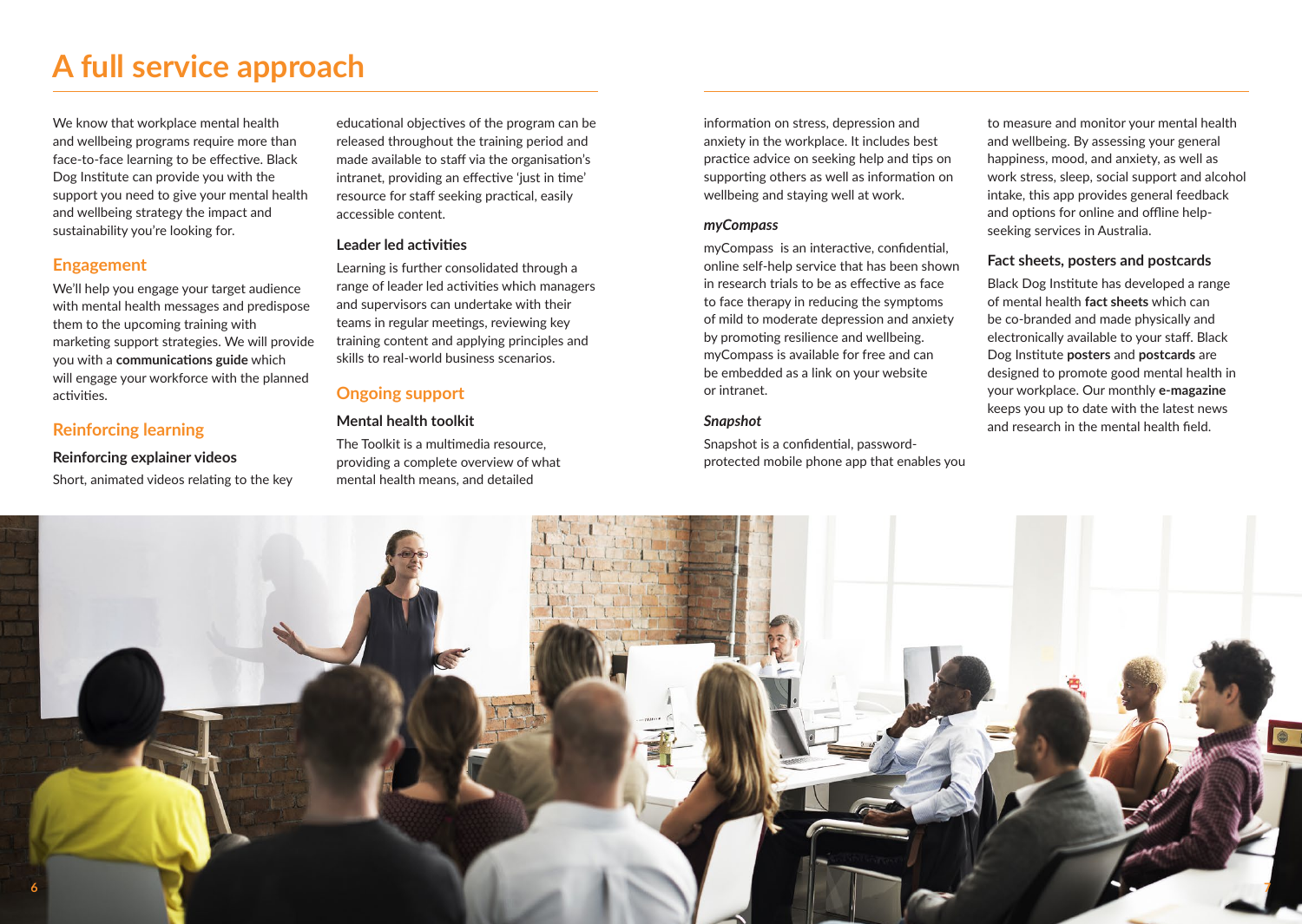# A full service approach

We know that workplace mental health and wellbeing programs require more than face-to-face learning to be effective. Black Dog Institute can provide you with the support you need to give your mental health and wellbeing strategy the impact and sustainability you're looking for.

## Engagement

We'll help you engage your target audience with mental health messages and predispose them to the upcoming training with marketing support strategies. We will provide you with a **communications guide** which will engage your workforce with the planned activities.

## Reinforcing learning

### Reinforcing explainer videos

Short, animated videos relating to the key educational objectives of the program can be released throughout the training period and made available to staff via the organisation's intranet, providing an effective 'just in time' resource for staff seeking practical, easily accessible content.

### Leader led activities

Learning is further consolidated through a range of leader led activities which managers and supervisors can undertake with their teams in regular meetings, reviewing key training content and applying principles and skills to real-world business scenarios.

## Ongoing support

### Mental health toolkit

The Toolkit is a multimedia resource, providing a complete overview of what mental health means, and detailed information on stress, depression and anxiety in the workplace. It includes best practice advice on seeking help and tips on supporting others as well as information on wellbeing and staying well at work.

### *myCompass*

myCompass is an interactive, confidential, online self-help service that has been shown in research trials to be as effective as face to face therapy in reducing the symptoms of mild to moderate depression and anxiety by promoting resilience and wellbeing. myCompass is available for free and can be embedded as a link on your website or intranet.

### *Snapshot*

Snapshot is a confidential, password-protected mobile phone app that enables you to measure and monitor your mental health and wellbeing. By assessing your general happiness, mood, and anxiety, as well as work stress, sleep, social support and alcohol intake, this app provides general feedback and options for online and offline help-seeking services in Australia.

### Fact sheets, posters and postcards

Black Dog Institute has developed a range of mental health **fact sheets** which can be co-branded and made physically and electronically available to your staff. Black Dog Institute **posters** and **postcards** are designed to promote good mental health in your workplace. Our monthly **e-magazine** keeps you up to date with the latest news and research in the mental health field.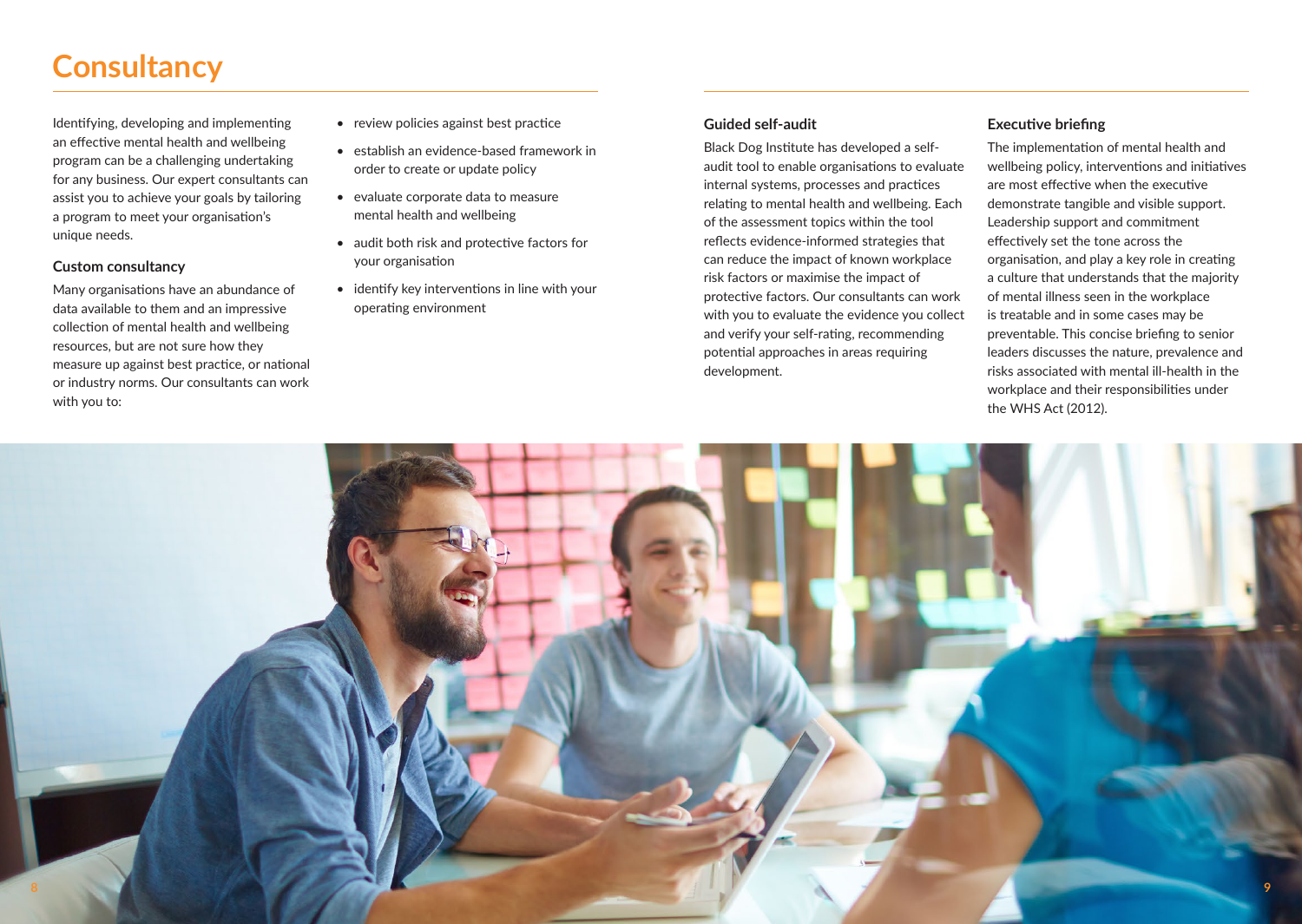# Consultancy

Identifying, developing and implementing an effective mental health and wellbeing program can be a challenging undertaking for any business. Our expert consultants can assist you to achieve your goals by tailoring a program to meet your organisation's unique needs.

### Custom consultancy

Many organisations have an abundance of data available to them and an impressive collection of mental health and wellbeing resources, but are not sure how they measure up against best practice, or national or industry norms. Our consultants can work with you to:

- review policies against best practice
- establish an evidence-based framework in order to create or update policy
- evaluate corporate data to measure mental health and wellbeing
- audit both risk and protective factors for your organisation
- identify key interventions in line with your operating environment

### Guided self-audit

Black Dog Institute has developed a self-audit tool to enable organisations to evaluate internal systems, processes and practices relating to mental health and wellbeing. Each of the assessment topics within the tool reflects evidence-informed strategies that can reduce the impact of known workplace risk factors or maximise the impact of protective factors. Our consultants can work with you to evaluate the evidence you collect and verify your self-rating, recommending potential approaches in areas requiring development.

### Executive briefing

The implementation of mental health and wellbeing policy, interventions and initiatives are most effective when the executive demonstrate tangible and visible support. Leadership support and commitment effectively set the tone across the organisation, and play a key role in creating a culture that understands that the majority of mental illness seen in the workplace is treatable and in some cases may be preventable. This concise briefing to senior leaders discusses the nature, prevalence and risks associated with mental ill-health in the workplace and their responsibilities under the WHS Act (2012).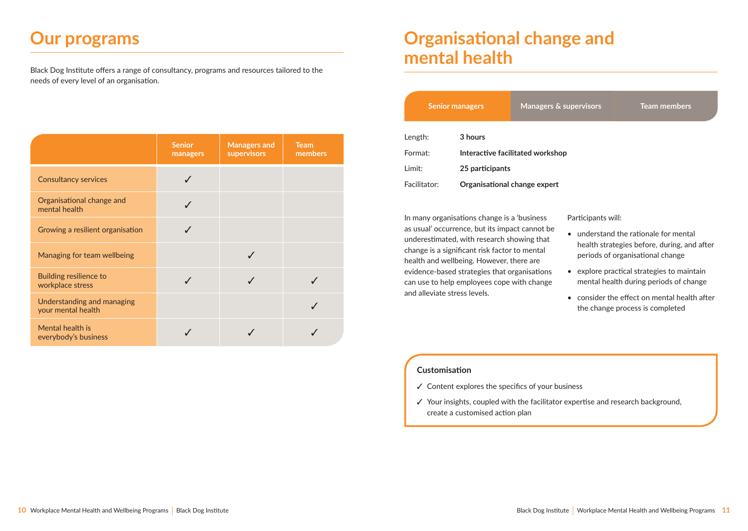# Our programs

Black Dog Institute offers a range of consultancy, programs and resources tailored to the needs of every level of an organisation.

| | Senior managers | Managers and supervisors | Team members |
|---|---|---|---|
| Consultancy services | ✓ | | |
| Organisational change and mental health | ✓ | | |
| Growing a resilient organisation | ✓ | | |
| Managing for team wellbeing | | ✓ | |
| Building resilience to workplace stress | ✓ | ✓ | ✓ |
| Understanding and managing your mental health | | | ✓ |
| Mental health is everybody's business | ✓ | ✓ | ✓ |

# Organisational change and mental health

| Senior managers | Managers & supervisors | Team members |
|---|---|---|

Length: **3 hours**

Format: **Interactive facilitated workshop**

Limit: **25 participants**

Facilitator: **Organisational change expert**

In many organisations change is a 'business as usual' occurrence, but its impact cannot be underestimated, with research showing that change is a significant risk factor to mental health and wellbeing. However, there are evidence-based strategies that organisations can use to help employees cope with change and alleviate stress levels.

Participants will:

- understand the rationale for mental health strategies before, during, and after periods of organisational change
- explore practical strategies to maintain mental health during periods of change
- consider the effect on mental health after the change process is completed

**Customisation**

✓ Content explores the specifics of your business

✓ Your insights, coupled with the facilitator expertise and research background, create a customised action plan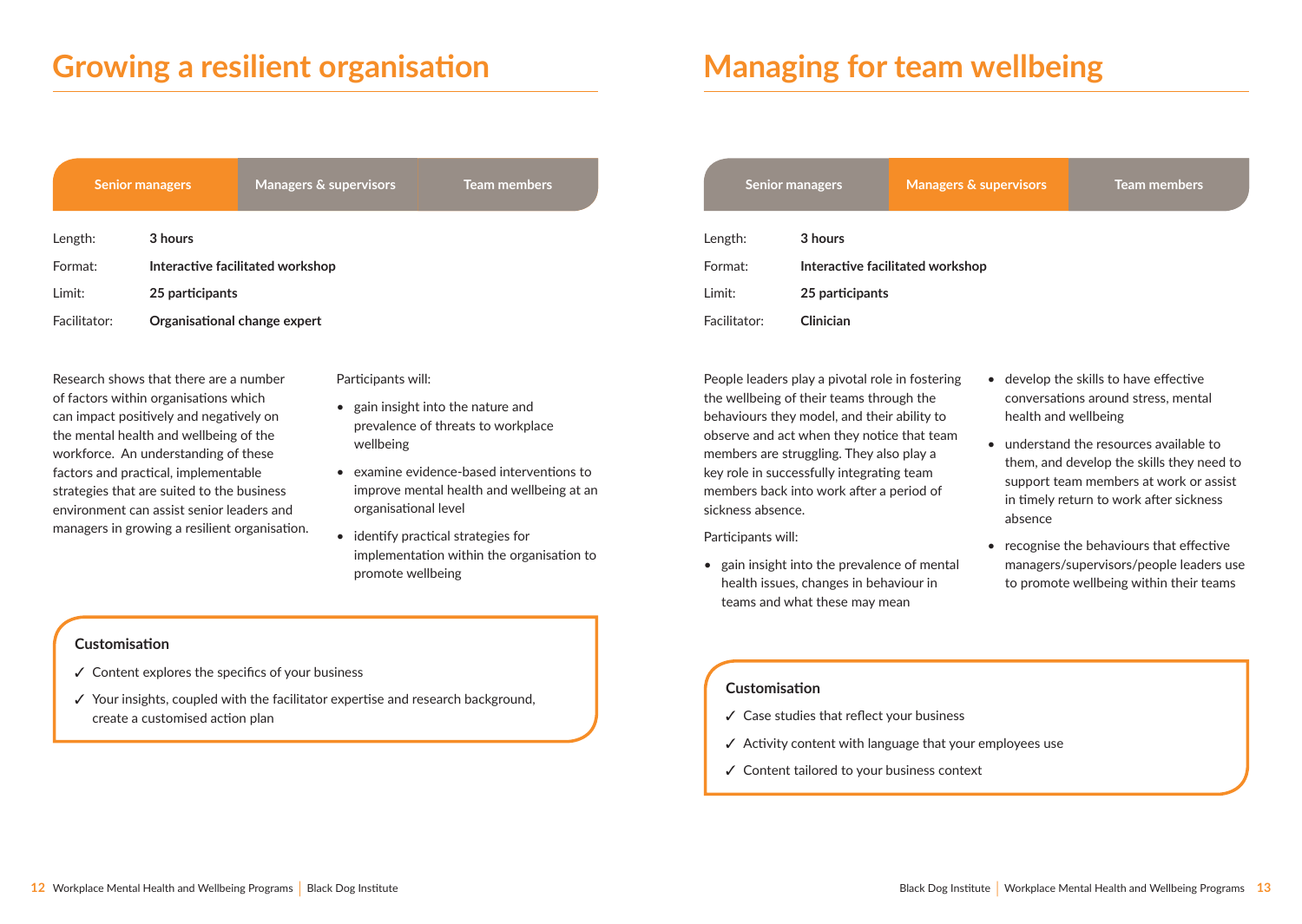# Growing a resilient organisation

| **Senior managers** | Managers & supervisors | Team members |
|---|---|---|

Length: **3 hours**

Format: **Interactive facilitated workshop**

Limit: **25 participants**

Facilitator: **Organisational change expert**

Research shows that there are a number of factors within organisations which can impact positively and negatively on the mental health and wellbeing of the workforce. An understanding of these factors and practical, implementable strategies that are suited to the business environment can assist senior leaders and managers in growing a resilient organisation.

Participants will:

- gain insight into the nature and prevalence of threats to workplace wellbeing
- examine evidence-based interventions to improve mental health and wellbeing at an organisational level
- identify practical strategies for implementation within the organisation to promote wellbeing

### Customisation

✓ Content explores the specifics of your business

✓ Your insights, coupled with the facilitator expertise and research background, create a customised action plan

# Managing for team wellbeing

| Senior managers | **Managers & supervisors** | Team members |
|---|---|---|

Length: **3 hours**

Format: **Interactive facilitated workshop**

Limit: **25 participants**

Facilitator: **Clinician**

People leaders play a pivotal role in fostering the wellbeing of their teams through the behaviours they model, and their ability to observe and act when they notice that team members are struggling. They also play a key role in successfully integrating team members back into work after a period of sickness absence.

Participants will:

- gain insight into the prevalence of mental health issues, changes in behaviour in teams and what these may mean
- develop the skills to have effective conversations around stress, mental health and wellbeing
- understand the resources available to them, and develop the skills they need to support team members at work or assist in timely return to work after sickness absence
- recognise the behaviours that effective managers/supervisors/people leaders use to promote wellbeing within their teams

### Customisation

✓ Case studies that reflect your business

✓ Activity content with language that your employees use

✓ Content tailored to your business context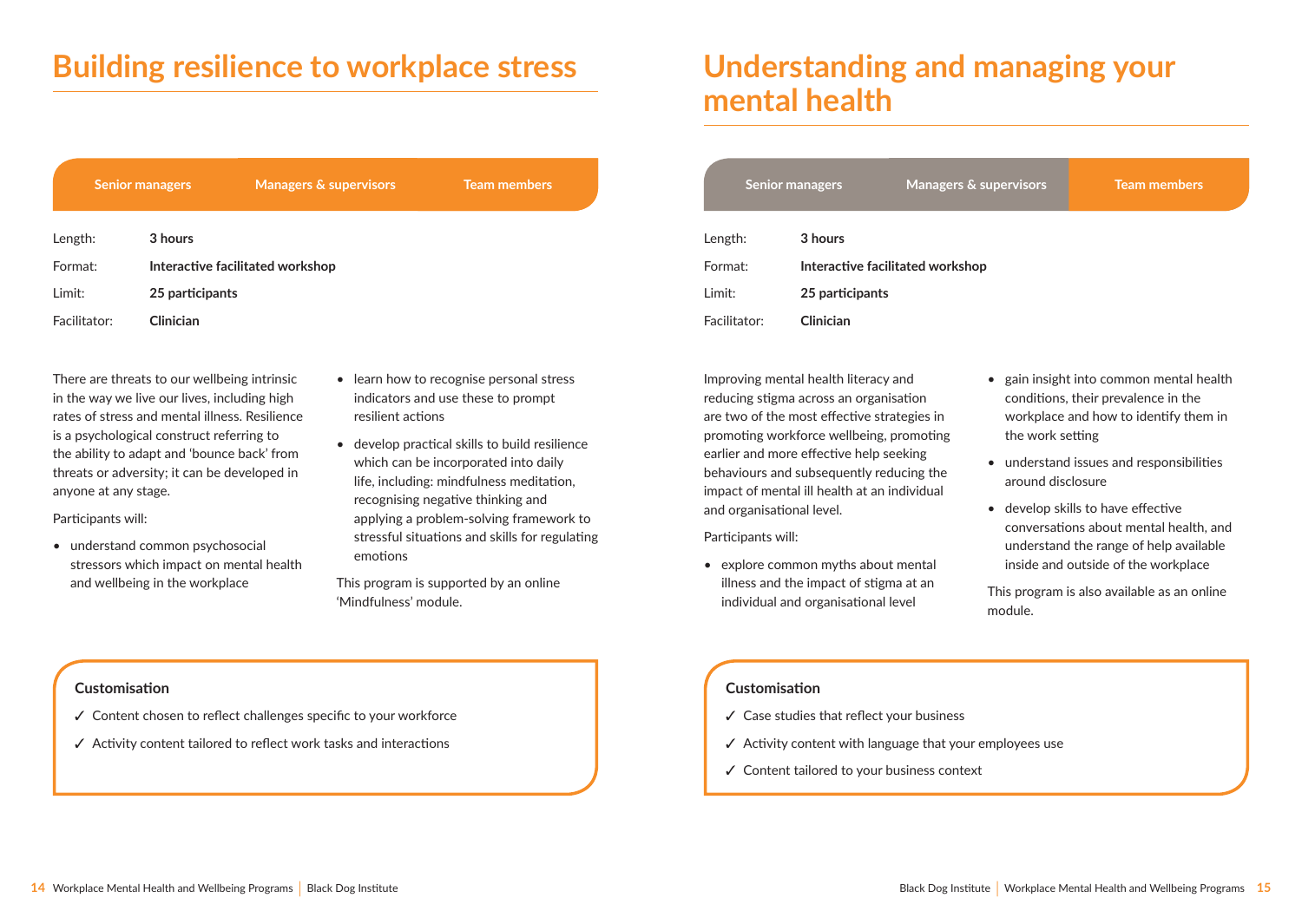# Building resilience to workplace stress

| Senior managers | Managers & supervisors | Team members |
|---|---|---|

| | |
|---|---|
| Length: | **3 hours** |
| Format: | **Interactive facilitated workshop** |
| Limit: | **25 participants** |
| Facilitator: | **Clinician** |

There are threats to our wellbeing intrinsic in the way we live our lives, including high rates of stress and mental illness. Resilience is a psychological construct referring to the ability to adapt and 'bounce back' from threats or adversity; it can be developed in anyone at any stage.

Participants will:

- understand common psychosocial stressors which impact on mental health and wellbeing in the workplace
- learn how to recognise personal stress indicators and use these to prompt resilient actions
- develop practical skills to build resilience which can be incorporated into daily life, including: mindfulness meditation, recognising negative thinking and applying a problem-solving framework to stressful situations and skills for regulating emotions

This program is supported by an online 'Mindfulness' module.

### Customisation

✓ Content chosen to reflect challenges specific to your workforce

✓ Activity content tailored to reflect work tasks and interactions

# Understanding and managing your mental health

| Senior managers | Managers & supervisors | Team members |
|---|---|---|

| | |
|---|---|
| Length: | **3 hours** |
| Format: | **Interactive facilitated workshop** |
| Limit: | **25 participants** |
| Facilitator: | **Clinician** |

Improving mental health literacy and reducing stigma across an organisation are two of the most effective strategies in promoting workforce wellbeing, promoting earlier and more effective help seeking behaviours and subsequently reducing the impact of mental ill health at an individual and organisational level.

Participants will:

- explore common myths about mental illness and the impact of stigma at an individual and organisational level
- gain insight into common mental health conditions, their prevalence in the workplace and how to identify them in the work setting
- understand issues and responsibilities around disclosure
- develop skills to have effective conversations about mental health, and understand the range of help available inside and outside of the workplace

This program is also available as an online module.

### Customisation

✓ Case studies that reflect your business

✓ Activity content with language that your employees use

✓ Content tailored to your business context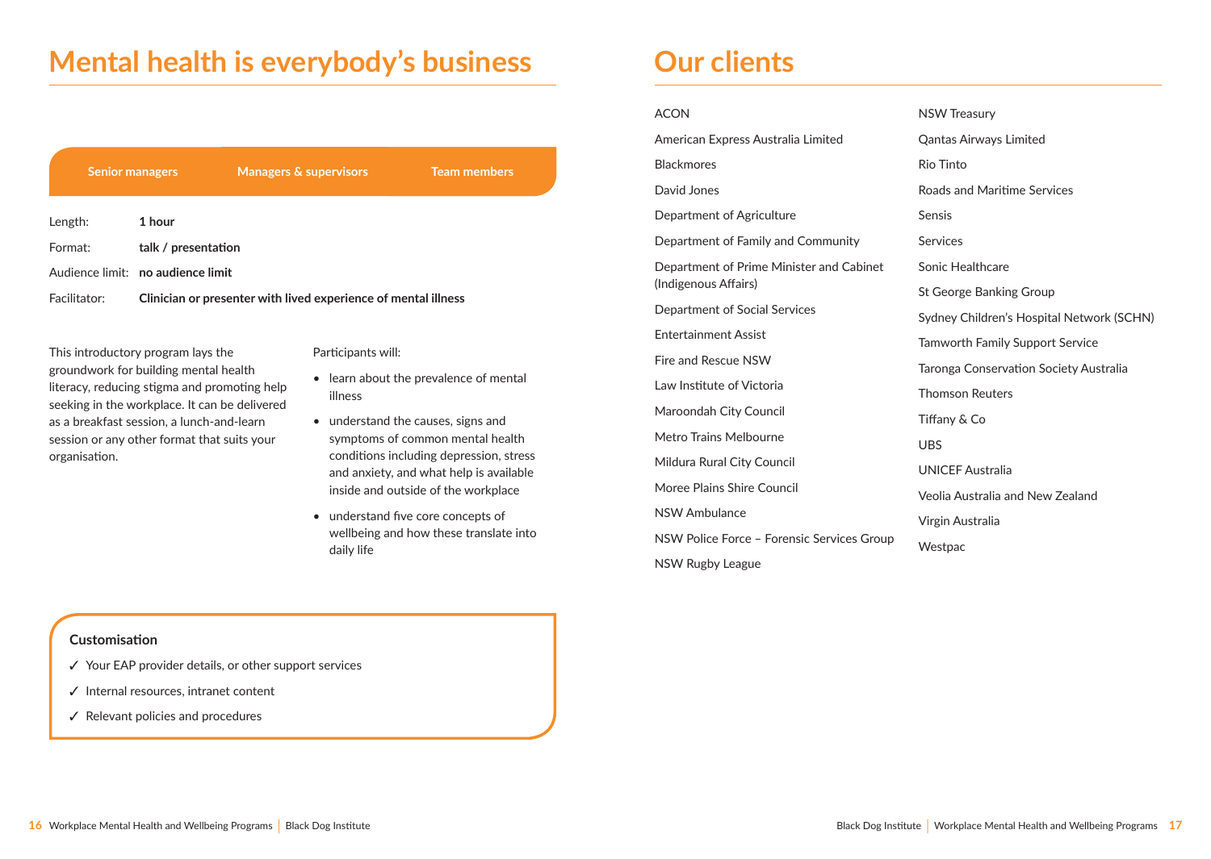# Mental health is everybody's business

| Senior managers | Managers & supervisors | Team members |
|---|---|---|

Length: **1 hour**

Format: **talk / presentation**

Audience limit: **no audience limit**

Facilitator: **Clinician or presenter with lived experience of mental illness**

This introductory program lays the groundwork for building mental health literacy, reducing stigma and promoting help seeking in the workplace. It can be delivered as a breakfast session, a lunch-and-learn session or any other format that suits your organisation.

Participants will:

- learn about the prevalence of mental illness
- understand the causes, signs and symptoms of common mental health conditions including depression, stress and anxiety, and what help is available inside and outside of the workplace
- understand five core concepts of wellbeing and how these translate into daily life

**Customisation**

✓ Your EAP provider details, or other support services

✓ Internal resources, intranet content

✓ Relevant policies and procedures

# Our clients

ACON

American Express Australia Limited

Blackmores

David Jones

Department of Agriculture

Department of Family and Community

Department of Prime Minister and Cabinet (Indigenous Affairs)

Department of Social Services

Entertainment Assist

Fire and Rescue NSW

Law Institute of Victoria

Maroondah City Council

Metro Trains Melbourne

Mildura Rural City Council

Moree Plains Shire Council

NSW Ambulance

NSW Police Force – Forensic Services Group

NSW Rugby League

NSW Treasury

Qantas Airways Limited

Rio Tinto

Roads and Maritime Services

Sensis

Services

Sonic Healthcare

St George Banking Group

Sydney Children's Hospital Network (SCHN)

Tamworth Family Support Service

Taronga Conservation Society Australia

Thomson Reuters

Tiffany & Co

UBS

UNICEF Australia

Veolia Australia and New Zealand

Virgin Australia

Westpac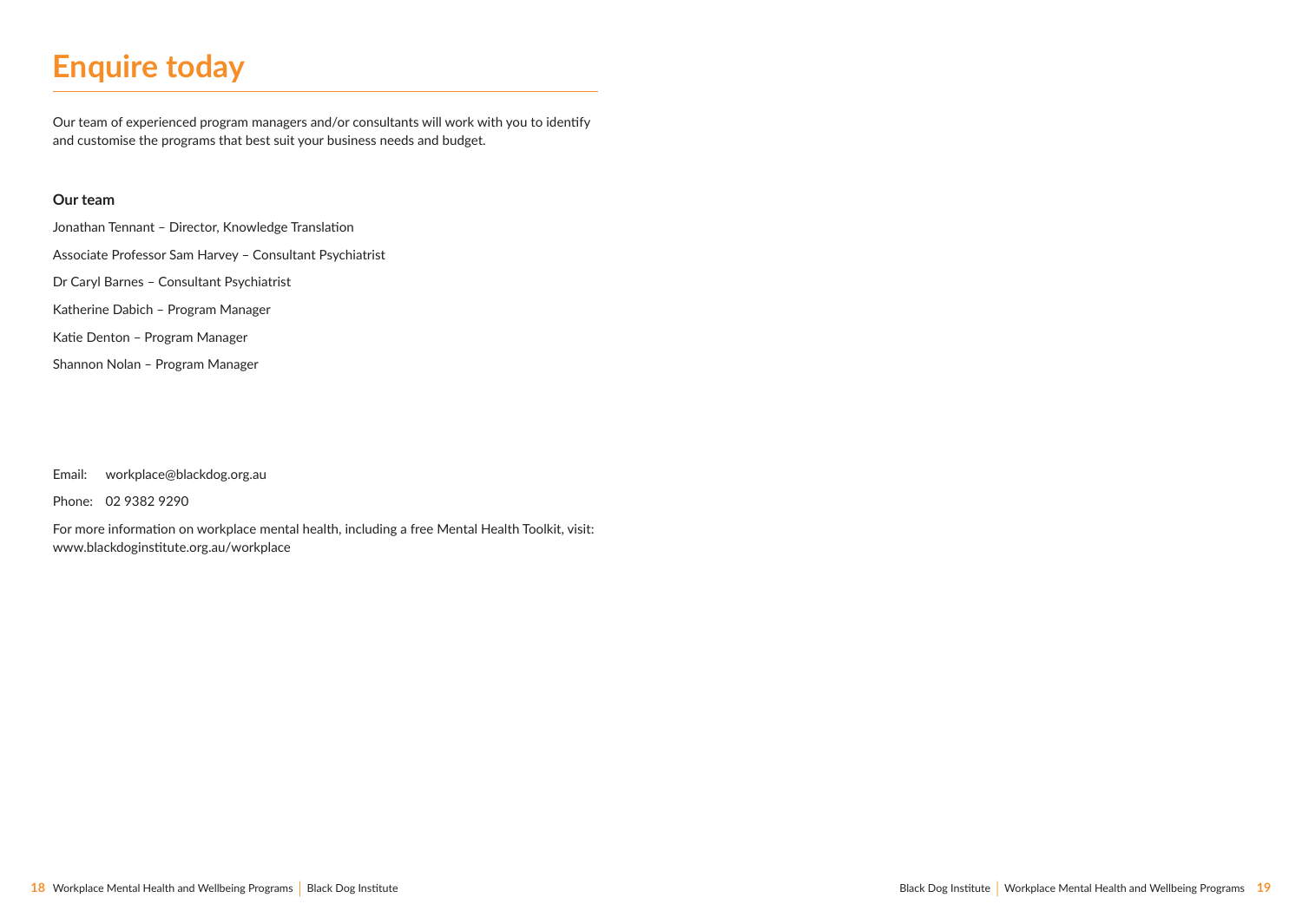# Enquire today

Our team of experienced program managers and/or consultants will work with you to identify and customise the programs that best suit your business needs and budget.

**Our team**

Jonathan Tennant – Director, Knowledge Translation

Associate Professor Sam Harvey – Consultant Psychiatrist

Dr Caryl Barnes – Consultant Psychiatrist

Katherine Dabich – Program Manager

Katie Denton – Program Manager

Shannon Nolan – Program Manager

Email: workplace@blackdog.org.au

Phone: 02 9382 9290

For more information on workplace mental health, including a free Mental Health Toolkit, visit: www.blackdoginstitute.org.au/workplace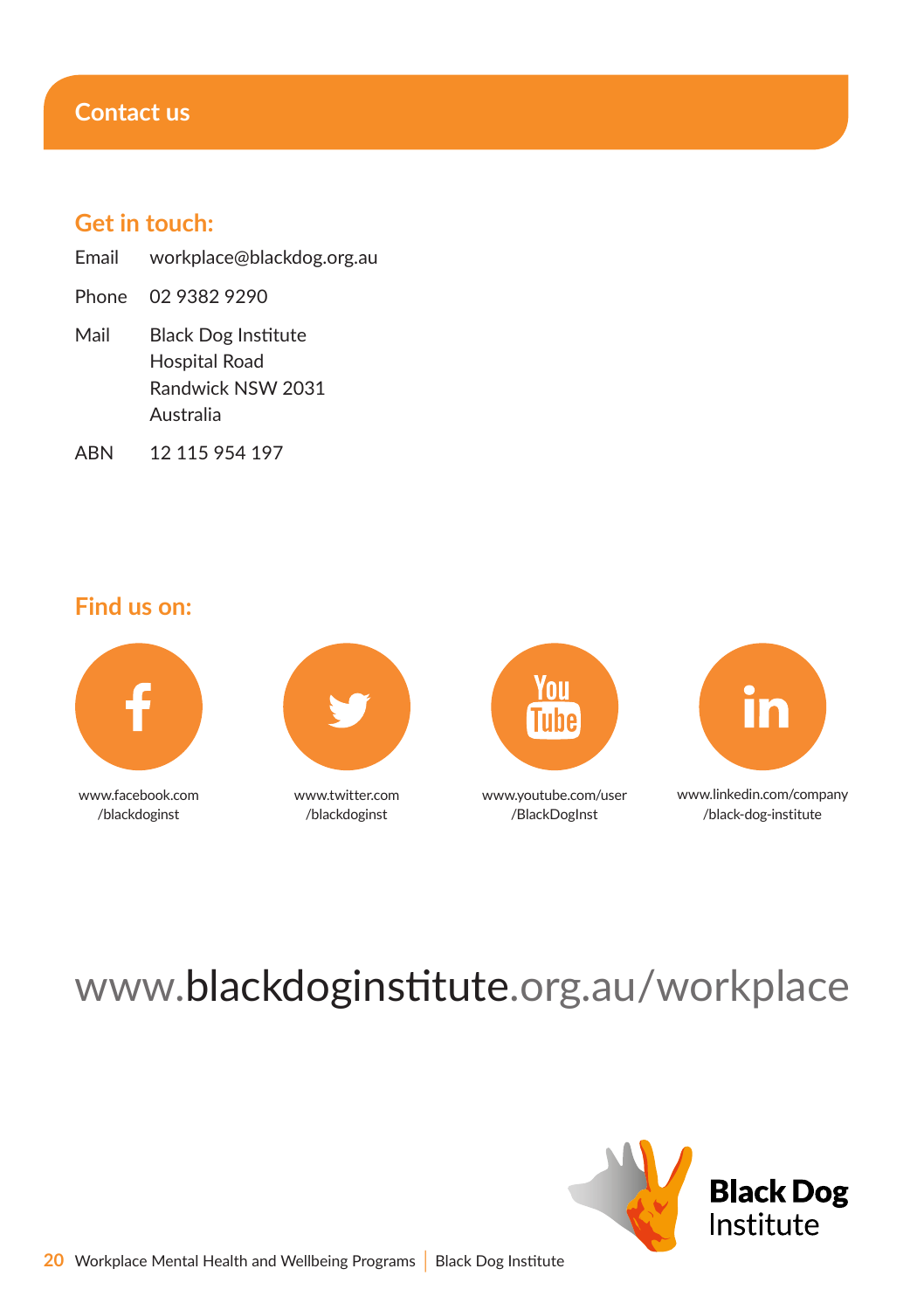## Contact us

### Get in touch:

Email workplace@blackdog.org.au

Phone 02 9382 9290

Mail Black Dog Institute
Hospital Road
Randwick NSW 2031
Australia

ABN 12 115 954 197

### Find us on:

www.facebook.com/blackdoginst

www.twitter.com/blackdoginst

www.youtube.com/user/BlackDogInst

www.linkedin.com/company/black-dog-institute

www.blackdoginstitute.org.au/workplace

Black Dog Institute